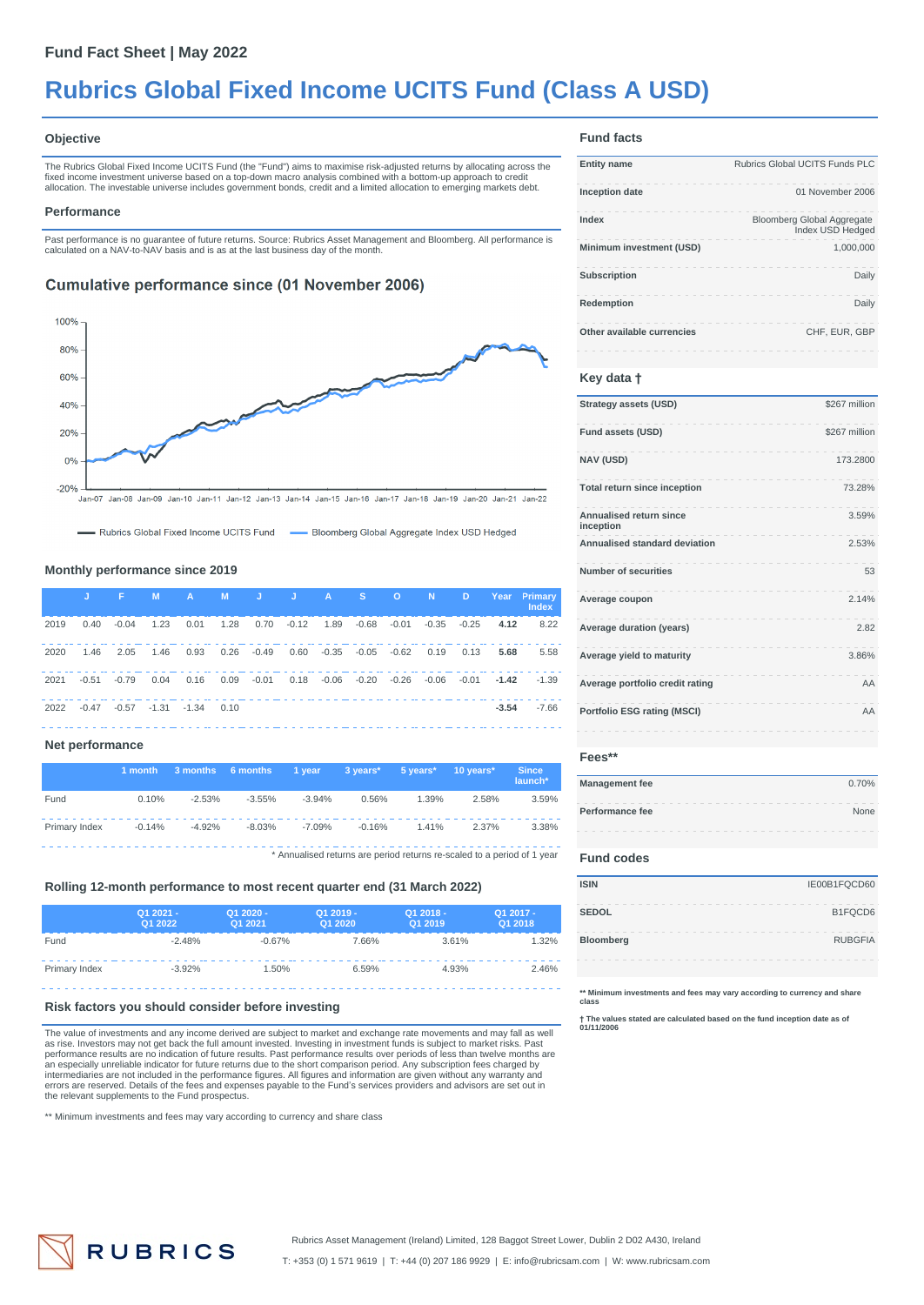Fund Fact Sheet | May 2022

# Rubrics Global Fixed Income UCITS Fund (Class A USD)

## Objective

The Rubrics Global Fixed Income UCITS Fund (the "Fund") aims to maximise risk-adjusted returns by allocating across the fixed income investment universe based on a top-down macro analysis combined with a bottom-up approach to credit allocation. The investable universe includes government bonds, credit and a limited allocation to emerging markets debt.

## Performance

Past performance is no guarantee of future returns. Source: Rubrics Asset Management and Bloomberg. All performance is calculated on a NAV-to-NAV basis and is as at the last business day of the month.

## Cumulative performance since (01 November 2006)

Rubrics Global Fixed Income UCITS Fund — Bloomberg Global Aggregate Index USD Hedged

### Monthly performance since 2019

| | J | F | M | A | M | J | J | A | S | O | N | D | Year | Primary Index |
|---|---|---|---|---|---|---|---|---|---|---|---|---|---|---|
| 2019 | 0.40 | -0.04 | 1.23 | 0.01 | 1.28 | 0.70 | -0.12 | 1.89 | -0.68 | -0.01 | -0.35 | -0.25 | **4.12** | 8.22 |
| 2020 | 1.46 | 2.05 | 1.46 | 0.93 | 0.26 | -0.49 | 0.60 | -0.35 | -0.05 | -0.62 | 0.19 | 0.13 | **5.68** | 5.58 |
| 2021 | -0.51 | -0.79 | 0.04 | 0.16 | 0.09 | -0.01 | 0.18 | -0.06 | -0.20 | -0.26 | -0.06 | -0.01 | **-1.42** | -1.39 |
| 2022 | -0.47 | -0.57 | -1.31 | -1.34 | 0.10 | | | | | | | | **-3.54** | -7.66 |

### Net performance

| | 1 month | 3 months | 6 months | 1 year | 3 years* | 5 years* | 10 years* | Since launch* |
|---|---|---|---|---|---|---|---|---|
| Fund | 0.10% | -2.53% | -3.55% | -3.94% | 0.56% | 1.39% | 2.58% | 3.59% |
| Primary Index | -0.14% | -4.92% | -8.03% | -7.09% | -0.16% | 1.41% | 2.37% | 3.38% |

\* Annualised returns are period returns re-scaled to a period of 1 year

### Rolling 12-month performance to most recent quarter end (31 March 2022)

| | Q1 2021 - Q1 2022 | Q1 2020 - Q1 2021 | Q1 2019 - Q1 2020 | Q1 2018 - Q1 2019 | Q1 2017 - Q1 2018 |
|---|---|---|---|---|---|
| Fund | -2.48% | -0.67% | 7.66% | 3.61% | 1.32% |
| Primary Index | -3.92% | 1.50% | 6.59% | 4.93% | 2.46% |

### Risk factors you should consider before investing

The value of investments and any income derived are subject to market and exchange rate movements and may fall as well as rise. Investors may not get back the full amount invested. Investing in investment funds is subject to market risks. Past performance results are no indication of future results. Past performance results over periods of less than twelve months are an especially unreliable indicator for future returns due to the short comparison period. Any subscription fees charged by intermediaries are not included in the performance figures. All figures and information are given without any warranty and errors are reserved. Details of the fees and expenses payable to the Fund's services providers and advisors are set out in the relevant supplements to the Fund prospectus.

\*\* Minimum investments and fees may vary according to currency and share class

## Fund facts

| | |
|---|---|
| **Entity name** | Rubrics Global UCITS Funds PLC |
| **Inception date** | 01 November 2006 |
| **Index** | Bloomberg Global Aggregate Index USD Hedged |
| **Minimum investment (USD)** | 1,000,000 |
| **Subscription** | Daily |
| **Redemption** | Daily |
| **Other available currencies** | CHF, EUR, GBP |

## Key data †

| | |
|---|---|
| **Strategy assets (USD)** | $267 million |
| **Fund assets (USD)** | $267 million |
| **NAV (USD)** | 173.2800 |
| **Total return since inception** | 73.28% |
| **Annualised return since inception** | 3.59% |
| **Annualised standard deviation** | 2.53% |
| **Number of securities** | 53 |
| **Average coupon** | 2.14% |
| **Average duration (years)** | 2.82 |
| **Average yield to maturity** | 3.86% |
| **Average portfolio credit rating** | AA |
| **Portfolio ESG rating (MSCI)** | AA |

## Fees**

| | |
|---|---|
| **Management fee** | 0.70% |
| **Performance fee** | None |

## Fund codes

| | |
|---|---|
| **ISIN** | IE00B1FQCD60 |
| **SEDOL** | B1FQCD6 |
| **Bloomberg** | RUBGFIA |

**\*\* Minimum investments and fees may vary according to currency and share class**

**† The values stated are calculated based on the fund inception date as of 01/11/2006**

RUBRICS

Rubrics Asset Management (Ireland) Limited, 128 Baggot Street Lower, Dublin 2 D02 A430, Ireland

T: +353 (0) 1 571 9619 | T: +44 (0) 207 186 9929 | E: info@rubricsam.com | W: www.rubricsam.com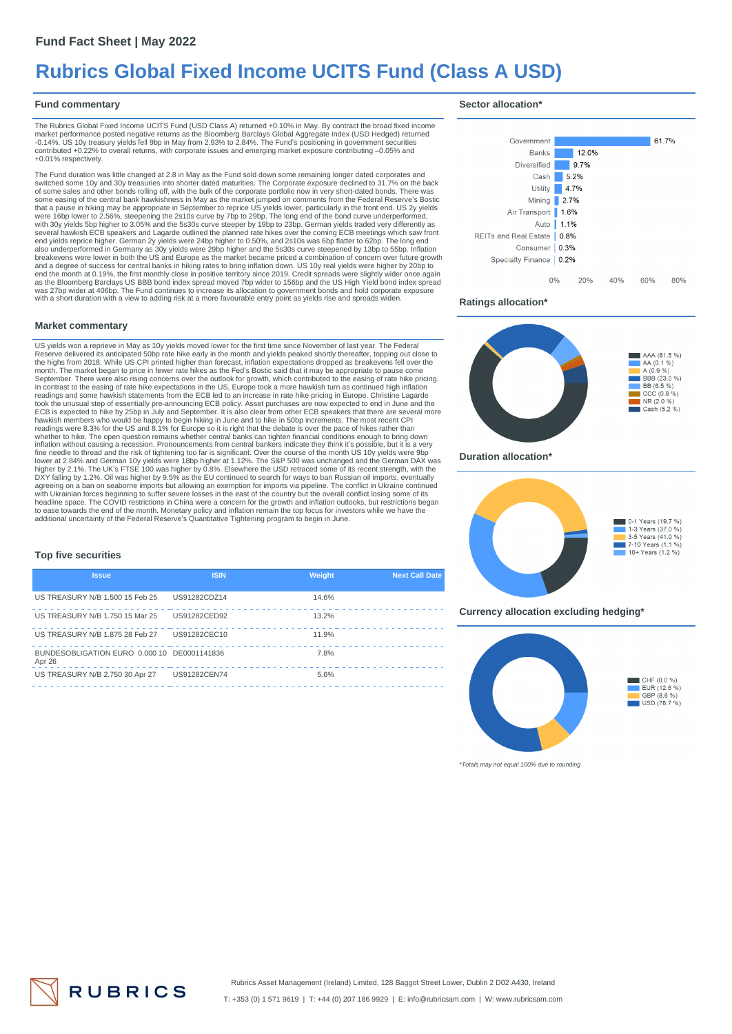Fund Fact Sheet | May 2022

# Rubrics Global Fixed Income UCITS Fund (Class A USD)

## Fund commentary

The Rubrics Global Fixed Income UCITS Fund (USD Class A) returned +0.10% in May. By contrast the broad fixed income market performance posted negative returns as the Bloomberg Barclays Global Aggregate Index (USD Hedged) returned -0.14%. US 10y treasury yields fell 9bp in May from 2.93% to 2.84%. The Fund's positioning in government securities contributed +0.22% to overall returns, with corporate issues and emerging market exposure contributing –0.05% and +0.01% respectively.

The Fund duration was little changed at 2.8 in May as the Fund sold down some remaining longer dated corporates and switched some 10y and 30y treasuries into shorter dated maturities. The Corporate exposure declined to 31.7% on the back of some sales and other bonds rolling off, with the bulk of the corporate portfolio now in very short-dated bonds. There was some easing of the central bank hawkishness in May as the market jumped on comments from the Federal Reserve's Bostic that a pause in hiking may be appropriate in September to reprice US yields lower, particularly in the front end. US 2y yields were 16bp lower to 2.56%, steepening the 2s10s curve by 7bp to 29bp. The long end of the bond curve underperformed, with 30y yields 5bp higher to 3.05% and the 5s30s curve steeper by 19bp to 23bp. German yields traded very differently as several hawkish ECB speakers and Lagarde outlined the planned rate hikes over the coming ECB meetings which saw front end yields reprice higher. German 2y yields were 24bp higher to 0.50%, and 2s10s was 6bp flatter to 62bp. The long end also underperformed in Germany as 30y yields were 29bp higher and the 5s30s curve steepened by 13bp to 55bp. Inflation breakevens were lower in both the US and Europe as the market became priced a combination of concern over future growth and a degree of success for central banks in hiking rates to bring inflation down. US 10y real yields were higher by 20bp to end the month at 0.19%, the first monthly close in positive territory since 2019. Credit spreads were slightly wider once again as the Bloomberg Barclays US BBB bond index spread moved 7bp wider to 156bp and the US High Yield bond index spread was 27bp wider at 406bp. The Fund continues to increase its allocation to government bonds and hold corporate exposure with a short duration with a view to adding risk at a more favourable entry point as yields rise and spreads widen.

## Market commentary

US yields won a reprieve in May as 10y yields moved lower for the first time since November of last year. The Federal Reserve delivered its anticipated 50bp rate hike early in the month and yields peaked shortly thereafter, topping out close to the highs from 2018. While US CPI printed higher than forecast, inflation expectations dropped as breakevens fell over the month. The market began to price in fewer rate hikes as the Fed's Bostic said that it may be appropriate to pause come September. There were also rising concerns over the outlook for growth, which contributed to the easing of rate hike pricing. In contrast to the easing of rate hike expectations in the US, Europe took a more hawkish turn as continued high inflation readings and some hawkish statements from the ECB led to an increase in rate hike pricing in Europe. Christine Lagarde took the unusual step of essentially pre-announcing ECB policy. Asset purchases are now expected to end in June and the ECB is expected to hike by 25bp in July and September. It is also clear from other ECB speakers that there are several more hawkish members who would be happy to begin hiking in June and to hike in 50bp increments. The most recent CPI readings were 8.3% for the US and 8.1% for Europe so it is right that the debate is over the pace of hikes rather than whether to hike. The open question remains whether central banks can tighten financial conditions enough to bring down inflation without causing a recession. Pronouncements from central bankers indicate they think it's possible, but it is a very fine needle to thread and the risk of tightening too far is significant. Over the course of the month US 10y yields were 9bp lower at 2.84% and German 10y yields were 18bp higher at 1.12%. The S&P 500 was unchanged and the German DAX was higher by 2.1%. The UK's FTSE 100 was higher by 0.8%. Elsewhere the USD retraced some of its recent strength, with the DXY falling by 1.2%. Oil was higher by 9.5% as the EU continued to search for ways to ban Russian oil imports, eventually agreeing on a ban on seaborne imports but allowing an exemption for imports via pipeline. The conflict in Ukraine continued with Ukrainian forces beginning to suffer severe losses in the east of the country but the overall conflict losing some of its headline space. The COVID restrictions in China were a concern for the growth and inflation outlooks, but restrictions began to ease towards the end of the month. Monetary policy and inflation remain the top focus for investors while we have the additional uncertainty of the Federal Reserve's Quantitative Tightening program to begin in June.

## Top five securities

| Issue | ISIN | Weight | Next Call Date |
|---|---|---|---|
| US TREASURY N/B 1.500 15 Feb 25 | US91282CDZ14 | 14.6% | |
| US TREASURY N/B 1.750 15 Mar 25 | US91282CED92 | 13.2% | |
| US TREASURY N/B 1.875 28 Feb 27 | US91282CEC10 | 11.9% | |
| BUNDESOBLIGATION EURO 0.000 10 Apr 26 | DE0001141836 | 7.8% | |
| US TREASURY N/B 2.750 30 Apr 27 | US91282CEN74 | 5.6% | |

## Sector allocation*

| Sector | Allocation |
|---|---|
| Government | 61.7% |
| Banks | 12.0% |
| Diversified | 9.7% |
| Cash | 5.2% |
| Utility | 4.7% |
| Mining | 2.7% |
| Air Transport | 1.6% |
| Auto | 1.1% |
| REITs and Real Estate | 0.8% |
| Consumer | 0.3% |
| Specialty Finance | 0.2% |

## Ratings allocation*

- AAA (61.5 %)
- AA (0.1 %)
- A (0.9 %)
- BBB (23.0 %)
- BB (6.5 %)
- CCC (0.8 %)
- NR (2.0 %)
- Cash (5.2 %)

## Duration allocation*

- 0-1 Years (19.7 %)
- 1-3 Years (37.0 %)
- 3-5 Years (41.0 %)
- 7-10 Years (1.1 %)
- 10+ Years (1.2 %)

## Currency allocation excluding hedging*

- CHF (0.0 %)
- EUR (12.6 %)
- GBP (8.6 %)
- USD (78.7 %)

*Totals may not equal 100% due to rounding*

RUBRICS

Rubrics Asset Management (Ireland) Limited, 128 Baggot Street Lower, Dublin 2 D02 A430, Ireland

T: +353 (0) 1 571 9619 | T: +44 (0) 207 186 9929 | E: info@rubricsam.com | W: www.rubricsam.com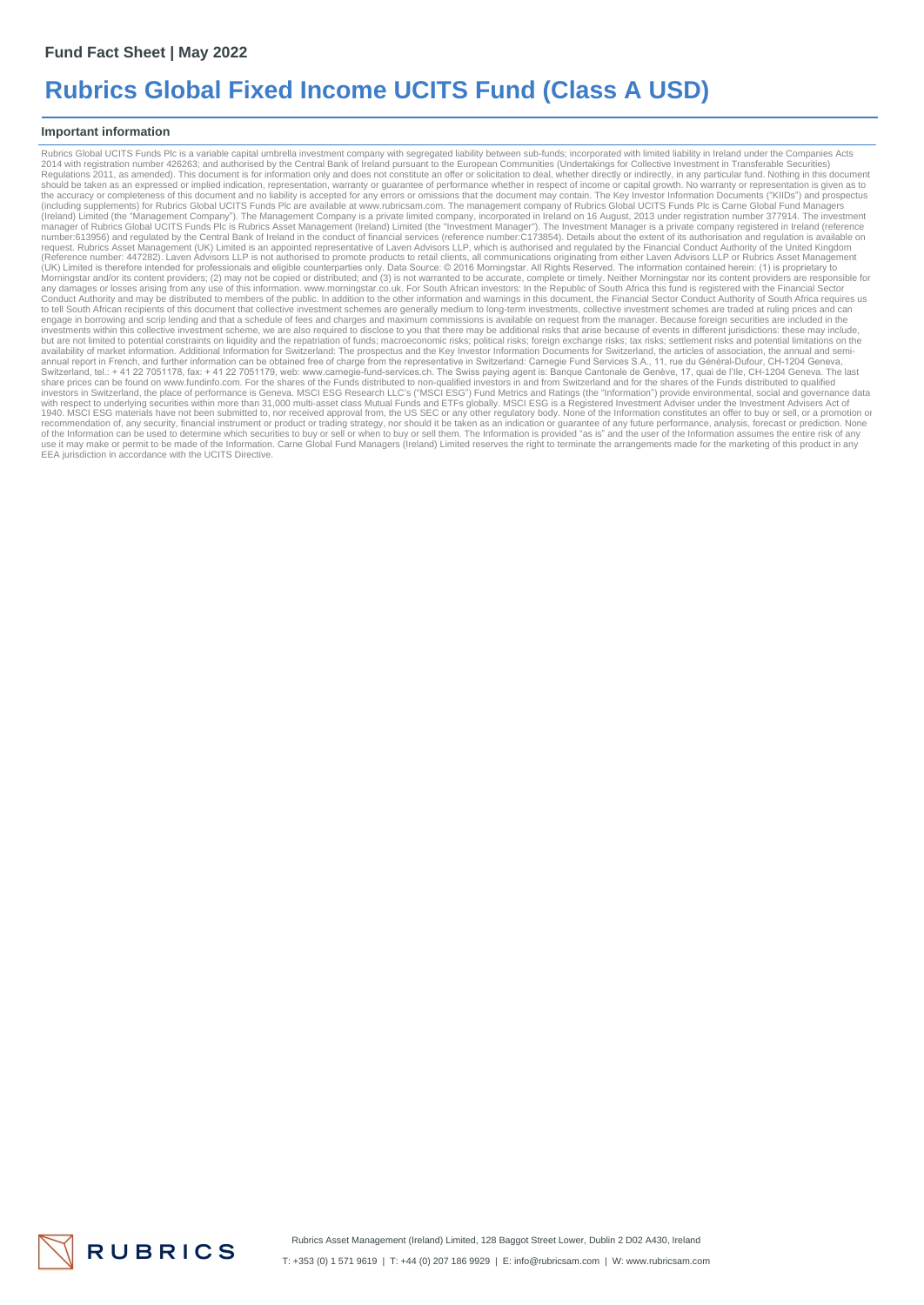## Fund Fact Sheet | May 2022

# Rubrics Global Fixed Income UCITS Fund (Class A USD)

### Important information

Rubrics Global UCITS Funds Plc is a variable capital umbrella investment company with segregated liability between sub-funds; incorporated with limited liability in Ireland under the Companies Acts 2014 with registration number 426263; and authorised by the Central Bank of Ireland pursuant to the European Communities (Undertakings for Collective Investment in Transferable Securities) Regulations 2011, as amended). This document is for information only and does not constitute an offer or solicitation to deal, whether directly or indirectly, in any particular fund. Nothing in this document should be taken as an expressed or implied indication, representation, warranty or guarantee of performance whether in respect of income or capital growth. No warranty or representation is given as to the accuracy or completeness of this document and no liability is accepted for any errors or omissions that the document may contain. The Key Investor Information Documents ("KIIDs") and prospectus (including supplements) for Rubrics Global UCITS Funds Plc are available at www.rubricsam.com. The management company of Rubrics Global UCITS Funds Plc is Carne Global Fund Managers (Ireland) Limited (the "Management Company"). The Management Company is a private limited company, incorporated in Ireland on 16 August, 2013 under registration number 377914. The investment manager of Rubrics Global UCITS Funds Plc is Rubrics Asset Management (Ireland) Limited (the "Investment Manager"). The Investment Manager is a private company registered in Ireland (reference number:613956) and regulated by the Central Bank of Ireland in the conduct of financial services (reference number:C173854). Details about the extent of its authorisation and regulation is available on request. Rubrics Asset Management (UK) Limited is an appointed representative of Laven Advisors LLP, which is authorised and regulated by the Financial Conduct Authority of the United Kingdom (Reference number: 447282). Laven Advisors LLP is not authorised to promote products to retail clients, all communications originating from either Laven Advisors LLP or Rubrics Asset Management (UK) Limited is therefore intended for professionals and eligible counterparties only. Data Source: © 2016 Morningstar. All Rights Reserved. The information contained herein: (1) is proprietary to Morningstar and/or its content providers; (2) may not be copied or distributed; and (3) is not warranted to be accurate, complete or timely. Neither Morningstar nor its content providers are responsible for any damages or losses arising from any use of this information. www.morningstar.co.uk. For South African investors: In the Republic of South Africa this fund is registered with the Financial Sector Conduct Authority and may be distributed to members of the public. In addition to the other information and warnings in this document, the Financial Sector Conduct Authority of South Africa requires us to tell South African recipients of this document that collective investment schemes are generally medium to long-term investments, collective investment schemes are traded at ruling prices and can engage in borrowing and scrip lending and that a schedule of fees and charges and maximum commissions is available on request from the manager. Because foreign securities are included in the investments within this collective investment scheme, we are also required to disclose to you that there may be additional risks that arise because of events in different jurisdictions: these may include, but are not limited to potential constraints on liquidity and the repatriation of funds; macroeconomic risks; political risks; foreign exchange risks; tax risks; settlement risks and potential limitations on the availability of market information. Additional Information for Switzerland: The prospectus and the Key Investor Information Documents for Switzerland, the articles of association, the annual and semi-annual report in French, and further information can be obtained free of charge from the representative in Switzerland: Carnegie Fund Services S.A., 11, rue du Général-Dufour, CH-1204 Geneva, Switzerland, tel.: + 41 22 7051178, fax: + 41 22 7051179, web: www.carnegie-fund-services.ch. The Swiss paying agent is: Banque Cantonale de Genève, 17, quai de l'Ile, CH-1204 Geneva. The last share prices can be found on www.fundinfo.com. For the shares of the Funds distributed to non-qualified investors in and from Switzerland and for the shares of the Funds distributed to qualified investors in Switzerland, the place of performance is Geneva. MSCI ESG Research LLC's ("MSCI ESG") Fund Metrics and Ratings (the "Information") provide environmental, social and governance data with respect to underlying securities within more than 31,000 multi-asset class Mutual Funds and ETFs globally. MSCI ESG is a Registered Investment Adviser under the Investment Advisers Act of 1940. MSCI ESG materials have not been submitted to, nor received approval from, the US SEC or any other regulatory body. None of the Information constitutes an offer to buy or sell, or a promotion or recommendation of, any security, financial instrument or product or trading strategy, nor should it be taken as an indication or guarantee of any future performance, analysis, forecast or prediction. None of the Information can be used to determine which securities to buy or sell or when to buy or sell them. The Information is provided "as is" and the user of the Information assumes the entire risk of any use it may make or permit to be made of the Information. Carne Global Fund Managers (Ireland) Limited reserves the right to terminate the arrangements made for the marketing of this product in any EEA jurisdiction in accordance with the UCITS Directive.

RUBRICS

Rubrics Asset Management (Ireland) Limited, 128 Baggot Street Lower, Dublin 2 D02 A430, Ireland

T: +353 (0) 1 571 9619 | T: +44 (0) 207 186 9929 | E: info@rubricsam.com | W: www.rubricsam.com